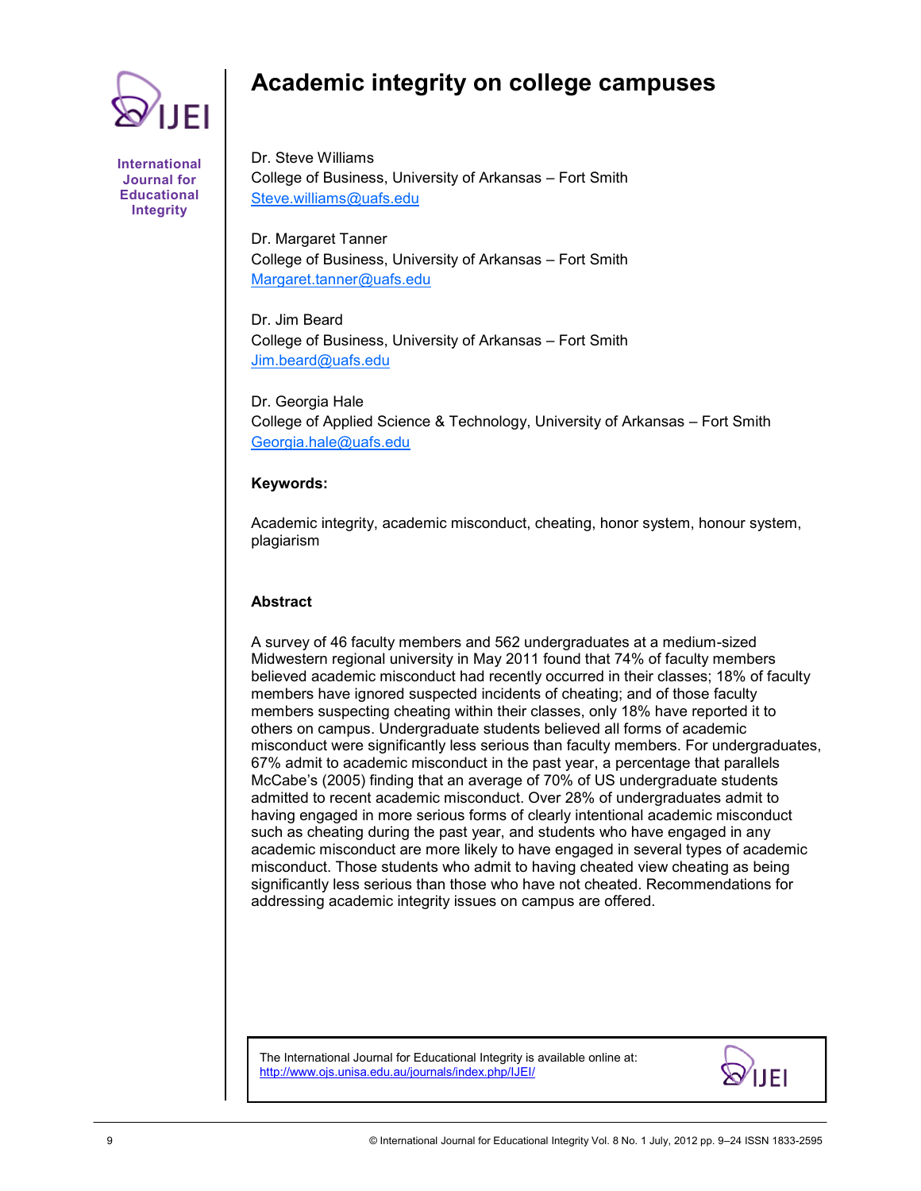# Academic integrity on college campuses

Dr. Steve Williams
College of Business, University of Arkansas – Fort Smith
Steve.williams@uafs.edu

Dr. Margaret Tanner
College of Business, University of Arkansas – Fort Smith
Margaret.tanner@uafs.edu

Dr. Jim Beard
College of Business, University of Arkansas – Fort Smith
Jim.beard@uafs.edu

Dr. Georgia Hale
College of Applied Science & Technology, University of Arkansas – Fort Smith
Georgia.hale@uafs.edu

**Keywords:**

Academic integrity, academic misconduct, cheating, honor system, honour system, plagiarism

**Abstract**

A survey of 46 faculty members and 562 undergraduates at a medium-sized Midwestern regional university in May 2011 found that 74% of faculty members believed academic misconduct had recently occurred in their classes; 18% of faculty members have ignored suspected incidents of cheating; and of those faculty members suspecting cheating within their classes, only 18% have reported it to others on campus. Undergraduate students believed all forms of academic misconduct were significantly less serious than faculty members. For undergraduates, 67% admit to academic misconduct in the past year, a percentage that parallels McCabe's (2005) finding that an average of 70% of US undergraduate students admitted to recent academic misconduct. Over 28% of undergraduates admit to having engaged in more serious forms of clearly intentional academic misconduct such as cheating during the past year, and students who have engaged in any academic misconduct are more likely to have engaged in several types of academic misconduct. Those students who admit to having cheated view cheating as being significantly less serious than those who have not cheated. Recommendations for addressing academic integrity issues on campus are offered.

The International Journal for Educational Integrity is available online at: http://www.ojs.unisa.edu.au/journals/index.php/IJEI/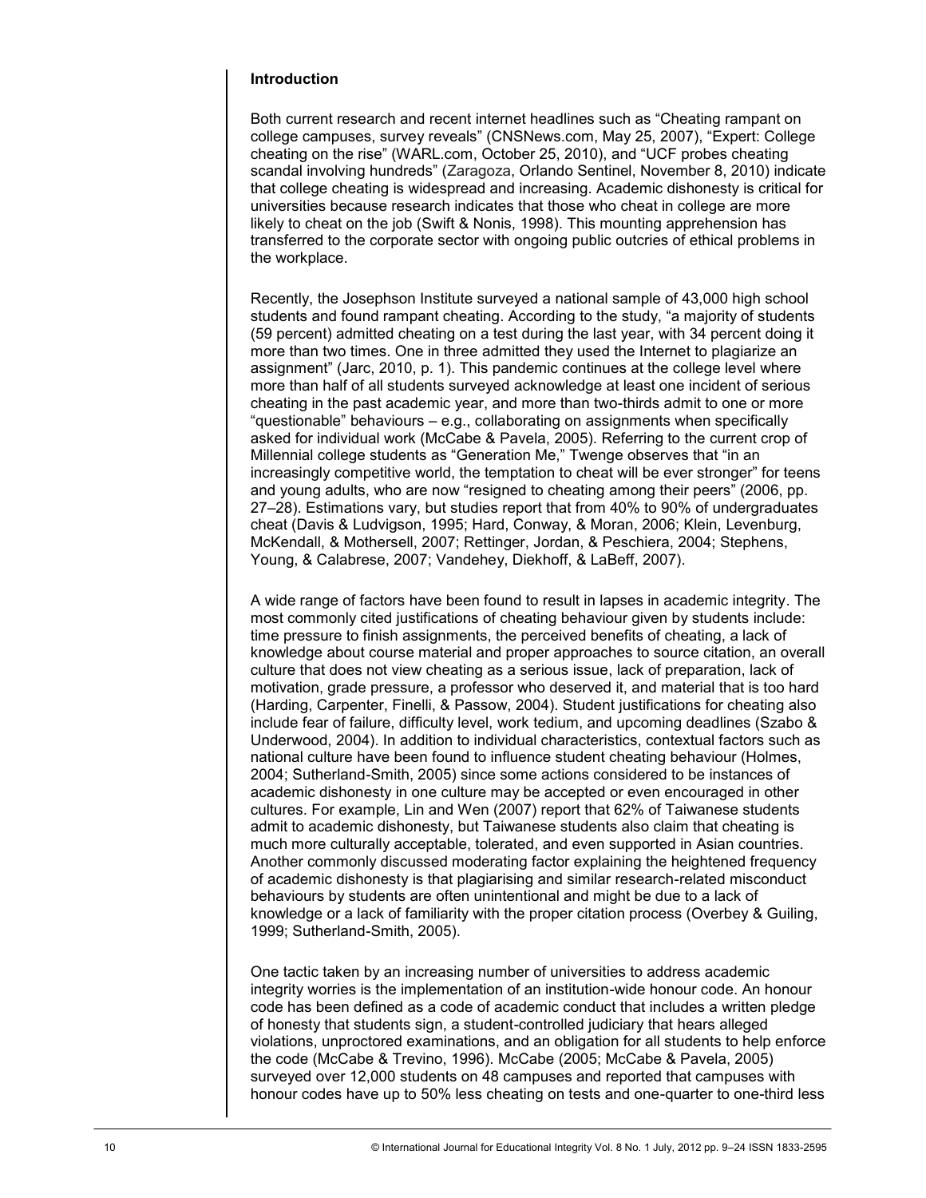## Introduction

Both current research and recent internet headlines such as "Cheating rampant on college campuses, survey reveals" (CNSNews.com, May 25, 2007), "Expert: College cheating on the rise" (WARL.com, October 25, 2010), and "UCF probes cheating scandal involving hundreds" (Zaragoza, Orlando Sentinel, November 8, 2010) indicate that college cheating is widespread and increasing. Academic dishonesty is critical for universities because research indicates that those who cheat in college are more likely to cheat on the job (Swift & Nonis, 1998). This mounting apprehension has transferred to the corporate sector with ongoing public outcries of ethical problems in the workplace.

Recently, the Josephson Institute surveyed a national sample of 43,000 high school students and found rampant cheating. According to the study, "a majority of students (59 percent) admitted cheating on a test during the last year, with 34 percent doing it more than two times. One in three admitted they used the Internet to plagiarize an assignment" (Jarc, 2010, p. 1). This pandemic continues at the college level where more than half of all students surveyed acknowledge at least one incident of serious cheating in the past academic year, and more than two-thirds admit to one or more "questionable" behaviours – e.g., collaborating on assignments when specifically asked for individual work (McCabe & Pavela, 2005). Referring to the current crop of Millennial college students as "Generation Me," Twenge observes that "in an increasingly competitive world, the temptation to cheat will be ever stronger" for teens and young adults, who are now "resigned to cheating among their peers" (2006, pp. 27–28). Estimations vary, but studies report that from 40% to 90% of undergraduates cheat (Davis & Ludvigson, 1995; Hard, Conway, & Moran, 2006; Klein, Levenburg, McKendall, & Mothersell, 2007; Rettinger, Jordan, & Peschiera, 2004; Stephens, Young, & Calabrese, 2007; Vandehey, Diekhoff, & LaBeff, 2007).

A wide range of factors have been found to result in lapses in academic integrity. The most commonly cited justifications of cheating behaviour given by students include: time pressure to finish assignments, the perceived benefits of cheating, a lack of knowledge about course material and proper approaches to source citation, an overall culture that does not view cheating as a serious issue, lack of preparation, lack of motivation, grade pressure, a professor who deserved it, and material that is too hard (Harding, Carpenter, Finelli, & Passow, 2004). Student justifications for cheating also include fear of failure, difficulty level, work tedium, and upcoming deadlines (Szabo & Underwood, 2004). In addition to individual characteristics, contextual factors such as national culture have been found to influence student cheating behaviour (Holmes, 2004; Sutherland-Smith, 2005) since some actions considered to be instances of academic dishonesty in one culture may be accepted or even encouraged in other cultures. For example, Lin and Wen (2007) report that 62% of Taiwanese students admit to academic dishonesty, but Taiwanese students also claim that cheating is much more culturally acceptable, tolerated, and even supported in Asian countries. Another commonly discussed moderating factor explaining the heightened frequency of academic dishonesty is that plagiarising and similar research-related misconduct behaviours by students are often unintentional and might be due to a lack of knowledge or a lack of familiarity with the proper citation process (Overbey & Guiling, 1999; Sutherland-Smith, 2005).

One tactic taken by an increasing number of universities to address academic integrity worries is the implementation of an institution-wide honour code. An honour code has been defined as a code of academic conduct that includes a written pledge of honesty that students sign, a student-controlled judiciary that hears alleged violations, unproctored examinations, and an obligation for all students to help enforce the code (McCabe & Trevino, 1996). McCabe (2005; McCabe & Pavela, 2005) surveyed over 12,000 students on 48 campuses and reported that campuses with honour codes have up to 50% less cheating on tests and one-quarter to one-third less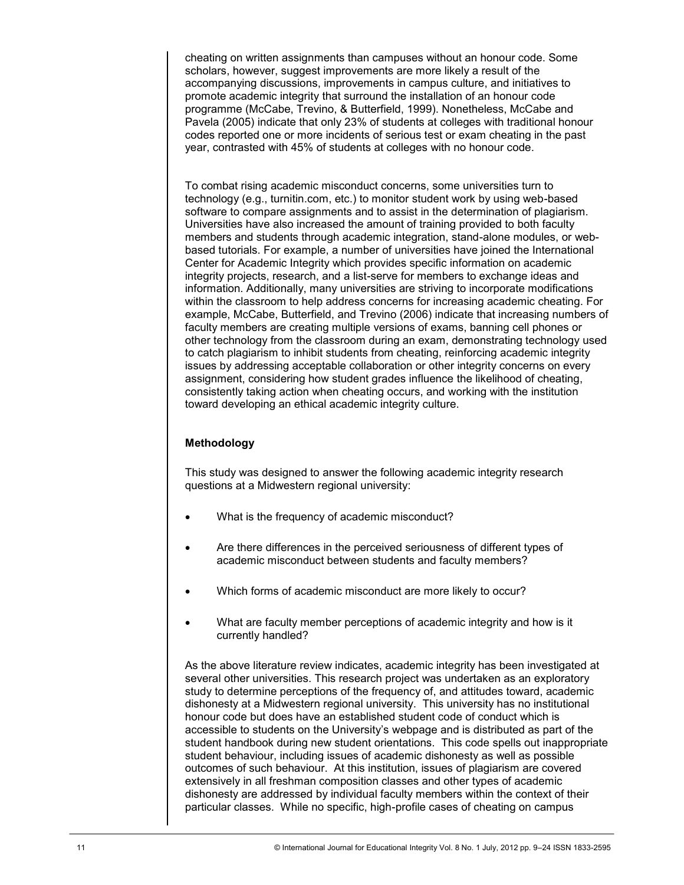cheating on written assignments than campuses without an honour code. Some scholars, however, suggest improvements are more likely a result of the accompanying discussions, improvements in campus culture, and initiatives to promote academic integrity that surround the installation of an honour code programme (McCabe, Trevino, & Butterfield, 1999). Nonetheless, McCabe and Pavela (2005) indicate that only 23% of students at colleges with traditional honour codes reported one or more incidents of serious test or exam cheating in the past year, contrasted with 45% of students at colleges with no honour code.

To combat rising academic misconduct concerns, some universities turn to technology (e.g., turnitin.com, etc.) to monitor student work by using web-based software to compare assignments and to assist in the determination of plagiarism. Universities have also increased the amount of training provided to both faculty members and students through academic integration, stand-alone modules, or web-based tutorials. For example, a number of universities have joined the International Center for Academic Integrity which provides specific information on academic integrity projects, research, and a list-serve for members to exchange ideas and information. Additionally, many universities are striving to incorporate modifications within the classroom to help address concerns for increasing academic cheating. For example, McCabe, Butterfield, and Trevino (2006) indicate that increasing numbers of faculty members are creating multiple versions of exams, banning cell phones or other technology from the classroom during an exam, demonstrating technology used to catch plagiarism to inhibit students from cheating, reinforcing academic integrity issues by addressing acceptable collaboration or other integrity concerns on every assignment, considering how student grades influence the likelihood of cheating, consistently taking action when cheating occurs, and working with the institution toward developing an ethical academic integrity culture.

## Methodology

This study was designed to answer the following academic integrity research questions at a Midwestern regional university:

- What is the frequency of academic misconduct?
- Are there differences in the perceived seriousness of different types of academic misconduct between students and faculty members?
- Which forms of academic misconduct are more likely to occur?
- What are faculty member perceptions of academic integrity and how is it currently handled?

As the above literature review indicates, academic integrity has been investigated at several other universities. This research project was undertaken as an exploratory study to determine perceptions of the frequency of, and attitudes toward, academic dishonesty at a Midwestern regional university. This university has no institutional honour code but does have an established student code of conduct which is accessible to students on the University's webpage and is distributed as part of the student handbook during new student orientations. This code spells out inappropriate student behaviour, including issues of academic dishonesty as well as possible outcomes of such behaviour. At this institution, issues of plagiarism are covered extensively in all freshman composition classes and other types of academic dishonesty are addressed by individual faculty members within the context of their particular classes. While no specific, high-profile cases of cheating on campus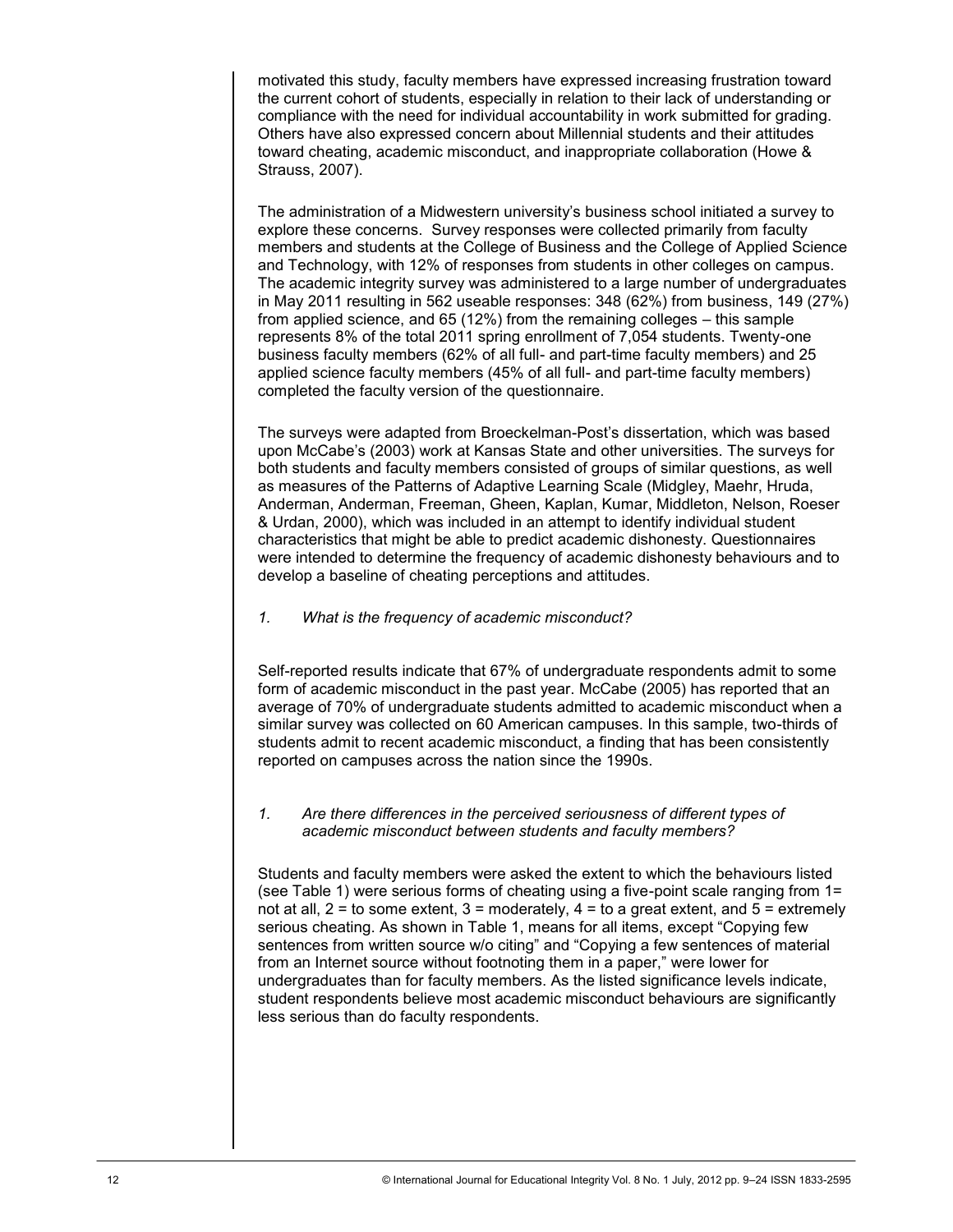motivated this study, faculty members have expressed increasing frustration toward the current cohort of students, especially in relation to their lack of understanding or compliance with the need for individual accountability in work submitted for grading. Others have also expressed concern about Millennial students and their attitudes toward cheating, academic misconduct, and inappropriate collaboration (Howe & Strauss, 2007).

The administration of a Midwestern university's business school initiated a survey to explore these concerns. Survey responses were collected primarily from faculty members and students at the College of Business and the College of Applied Science and Technology, with 12% of responses from students in other colleges on campus. The academic integrity survey was administered to a large number of undergraduates in May 2011 resulting in 562 useable responses: 348 (62%) from business, 149 (27%) from applied science, and 65 (12%) from the remaining colleges – this sample represents 8% of the total 2011 spring enrollment of 7,054 students. Twenty-one business faculty members (62% of all full- and part-time faculty members) and 25 applied science faculty members (45% of all full- and part-time faculty members) completed the faculty version of the questionnaire.

The surveys were adapted from Broeckelman-Post's dissertation, which was based upon McCabe's (2003) work at Kansas State and other universities. The surveys for both students and faculty members consisted of groups of similar questions, as well as measures of the Patterns of Adaptive Learning Scale (Midgley, Maehr, Hruda, Anderman, Anderman, Freeman, Gheen, Kaplan, Kumar, Middleton, Nelson, Roeser & Urdan, 2000), which was included in an attempt to identify individual student characteristics that might be able to predict academic dishonesty. Questionnaires were intended to determine the frequency of academic dishonesty behaviours and to develop a baseline of cheating perceptions and attitudes.

*1. What is the frequency of academic misconduct?*

Self-reported results indicate that 67% of undergraduate respondents admit to some form of academic misconduct in the past year. McCabe (2005) has reported that an average of 70% of undergraduate students admitted to academic misconduct when a similar survey was collected on 60 American campuses. In this sample, two-thirds of students admit to recent academic misconduct, a finding that has been consistently reported on campuses across the nation since the 1990s.

*1. Are there differences in the perceived seriousness of different types of academic misconduct between students and faculty members?*

Students and faculty members were asked the extent to which the behaviours listed (see Table 1) were serious forms of cheating using a five-point scale ranging from 1= not at all, 2 = to some extent, 3 = moderately, 4 = to a great extent, and 5 = extremely serious cheating. As shown in Table 1, means for all items, except "Copying few sentences from written source w/o citing" and "Copying a few sentences of material from an Internet source without footnoting them in a paper," were lower for undergraduates than for faculty members. As the listed significance levels indicate, student respondents believe most academic misconduct behaviours are significantly less serious than do faculty respondents.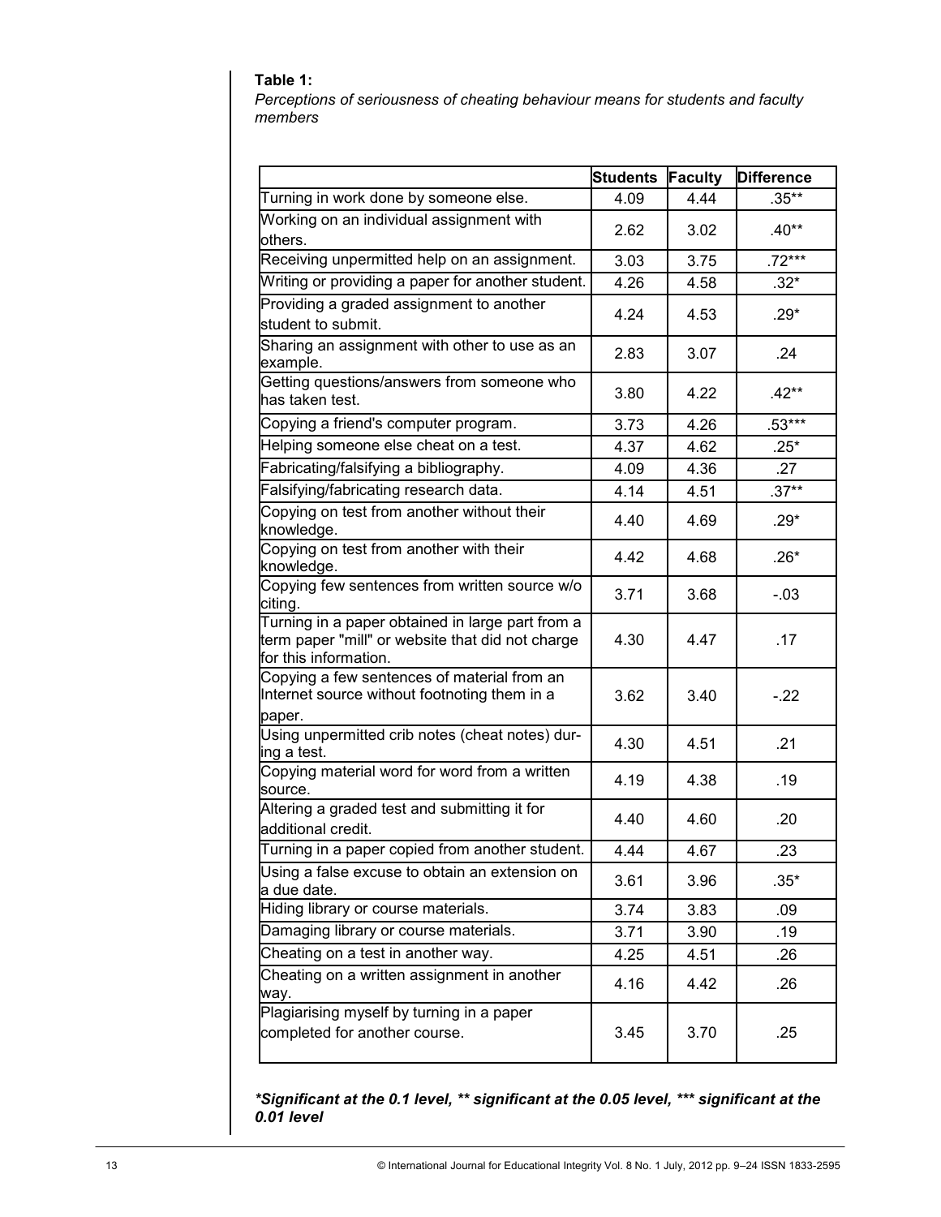**Table 1:**

*Perceptions of seriousness of cheating behaviour means for students and faculty members*

| | Students | Faculty | Difference |
|---|---|---|---|
| Turning in work done by someone else. | 4.09 | 4.44 | .35** |
| Working on an individual assignment with others. | 2.62 | 3.02 | .40** |
| Receiving unpermitted help on an assignment. | 3.03 | 3.75 | .72*** |
| Writing or providing a paper for another student. | 4.26 | 4.58 | .32* |
| Providing a graded assignment to another student to submit. | 4.24 | 4.53 | .29* |
| Sharing an assignment with other to use as an example. | 2.83 | 3.07 | .24 |
| Getting questions/answers from someone who has taken test. | 3.80 | 4.22 | .42** |
| Copying a friend's computer program. | 3.73 | 4.26 | .53*** |
| Helping someone else cheat on a test. | 4.37 | 4.62 | .25* |
| Fabricating/falsifying a bibliography. | 4.09 | 4.36 | .27 |
| Falsifying/fabricating research data. | 4.14 | 4.51 | .37** |
| Copying on test from another without their knowledge. | 4.40 | 4.69 | .29* |
| Copying on test from another with their knowledge. | 4.42 | 4.68 | .26* |
| Copying few sentences from written source w/o citing. | 3.71 | 3.68 | -.03 |
| Turning in a paper obtained in large part from a term paper "mill" or website that did not charge for this information. | 4.30 | 4.47 | .17 |
| Copying a few sentences of material from an Internet source without footnoting them in a paper. | 3.62 | 3.40 | -.22 |
| Using unpermitted crib notes (cheat notes) during a test. | 4.30 | 4.51 | .21 |
| Copying material word for word from a written source. | 4.19 | 4.38 | .19 |
| Altering a graded test and submitting it for additional credit. | 4.40 | 4.60 | .20 |
| Turning in a paper copied from another student. | 4.44 | 4.67 | .23 |
| Using a false excuse to obtain an extension on a due date. | 3.61 | 3.96 | .35* |
| Hiding library or course materials. | 3.74 | 3.83 | .09 |
| Damaging library or course materials. | 3.71 | 3.90 | .19 |
| Cheating on a test in another way. | 4.25 | 4.51 | .26 |
| Cheating on a written assignment in another way. | 4.16 | 4.42 | .26 |
| Plagiarising myself by turning in a paper completed for another course. | 3.45 | 3.70 | .25 |

***Significant at the 0.1 level, ** significant at the 0.05 level, *** significant at the 0.01 level***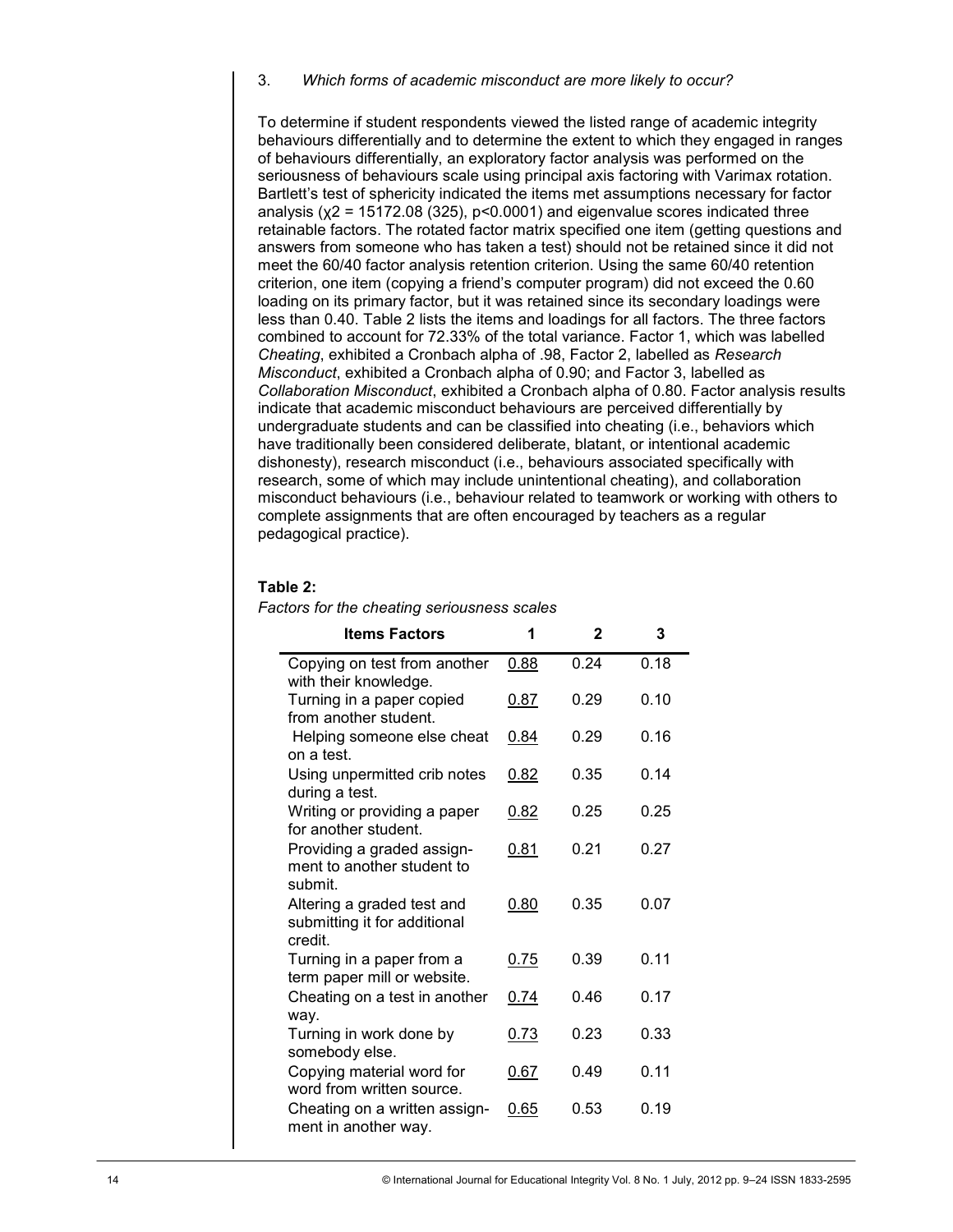3. *Which forms of academic misconduct are more likely to occur?*

To determine if student respondents viewed the listed range of academic integrity behaviours differentially and to determine the extent to which they engaged in ranges of behaviours differentially, an exploratory factor analysis was performed on the seriousness of behaviours scale using principal axis factoring with Varimax rotation. Bartlett's test of sphericity indicated the items met assumptions necessary for factor analysis ($\chi 2$ = 15172.08 (325), $p<0.0001$) and eigenvalue scores indicated three retainable factors. The rotated factor matrix specified one item (getting questions and answers from someone who has taken a test) should not be retained since it did not meet the 60/40 factor analysis retention criterion. Using the same 60/40 retention criterion, one item (copying a friend's computer program) did not exceed the 0.60 loading on its primary factor, but it was retained since its secondary loadings were less than 0.40. Table 2 lists the items and loadings for all factors. The three factors combined to account for 72.33% of the total variance. Factor 1, which was labelled *Cheating*, exhibited a Cronbach alpha of .98, Factor 2, labelled as *Research Misconduct*, exhibited a Cronbach alpha of 0.90; and Factor 3, labelled as *Collaboration Misconduct*, exhibited a Cronbach alpha of 0.80. Factor analysis results indicate that academic misconduct behaviours are perceived differentially by undergraduate students and can be classified into cheating (i.e., behaviors which have traditionally been considered deliberate, blatant, or intentional academic dishonesty), research misconduct (i.e., behaviours associated specifically with research, some of which may include unintentional cheating), and collaboration misconduct behaviours (i.e., behaviour related to teamwork or working with others to complete assignments that are often encouraged by teachers as a regular pedagogical practice).

**Table 2:**

*Factors for the cheating seriousness scales*

| Items Factors | 1 | 2 | 3 |
|---|---|---|---|
| Copying on test from another with their knowledge. | <u>0.88</u> | 0.24 | 0.18 |
| Turning in a paper copied from another student. | <u>0.87</u> | 0.29 | 0.10 |
| Helping someone else cheat on a test. | <u>0.84</u> | 0.29 | 0.16 |
| Using unpermitted crib notes during a test. | <u>0.82</u> | 0.35 | 0.14 |
| Writing or providing a paper for another student. | <u>0.82</u> | 0.25 | 0.25 |
| Providing a graded assignment to another student to submit. | <u>0.81</u> | 0.21 | 0.27 |
| Altering a graded test and submitting it for additional credit. | <u>0.80</u> | 0.35 | 0.07 |
| Turning in a paper from a term paper mill or website. | <u>0.75</u> | 0.39 | 0.11 |
| Cheating on a test in another way. | <u>0.74</u> | 0.46 | 0.17 |
| Turning in work done by somebody else. | <u>0.73</u> | 0.23 | 0.33 |
| Copying material word for word from written source. | <u>0.67</u> | 0.49 | 0.11 |
| Cheating on a written assignment in another way. | <u>0.65</u> | 0.53 | 0.19 |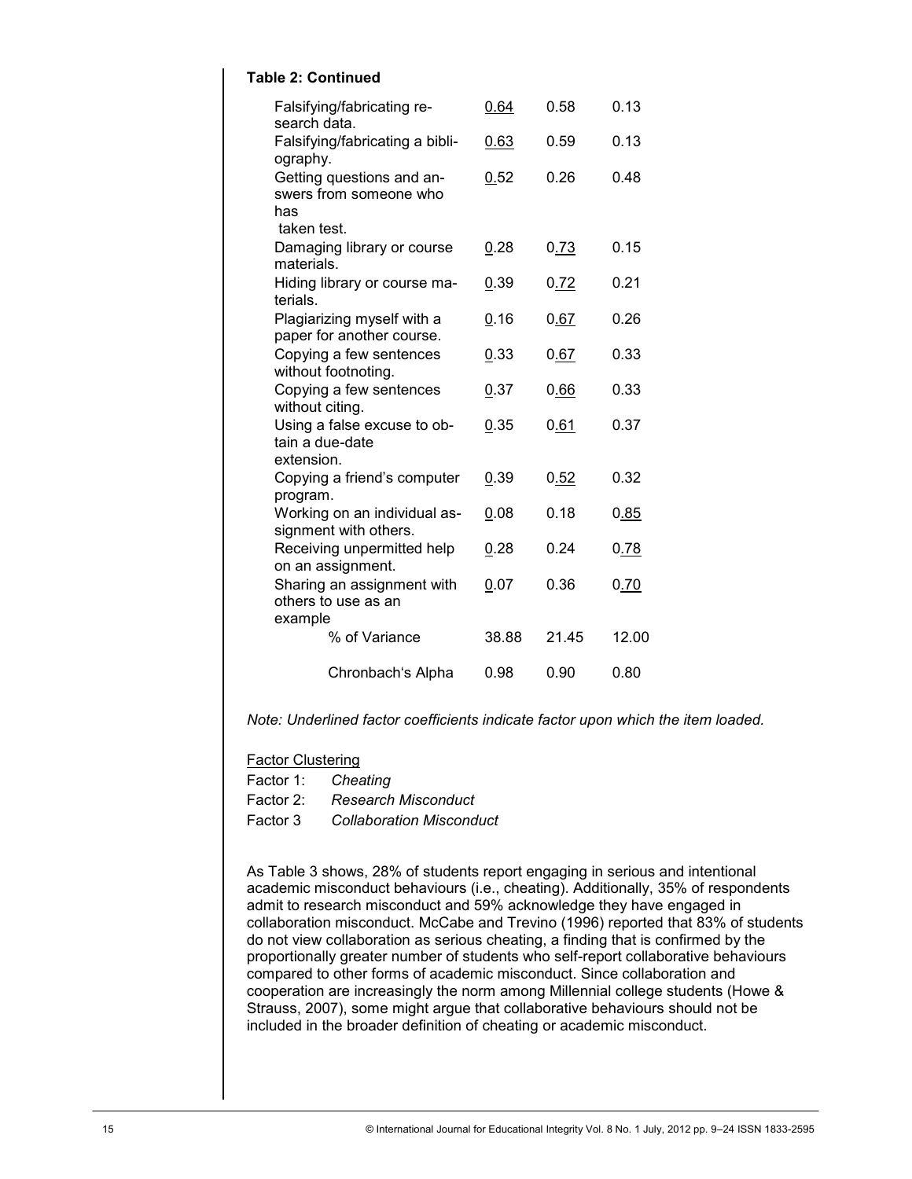**Table 2: Continued**

| | | | |
|---|---|---|---|
| Falsifying/fabricating research data. | <u>0.64</u> | 0.58 | 0.13 |
| Falsifying/fabricating a bibliography. | <u>0.63</u> | 0.59 | 0.13 |
| Getting questions and answers from someone who has taken test. | <u>0</u>.52 | 0.26 | 0.48 |
| Damaging library or course materials. | <u>0</u>.28 | 0.<u>73</u> | 0.15 |
| Hiding library or course materials. | <u>0</u>.39 | 0.<u>72</u> | 0.21 |
| Plagiarizing myself with a paper for another course. | <u>0</u>.16 | 0.<u>67</u> | 0.26 |
| Copying a few sentences without footnoting. | <u>0</u>.33 | 0.<u>67</u> | 0.33 |
| Copying a few sentences without citing. | <u>0</u>.37 | 0.<u>66</u> | 0.33 |
| Using a false excuse to obtain a due-date extension. | <u>0</u>.35 | 0.<u>61</u> | 0.37 |
| Copying a friend's computer program. | <u>0</u>.39 | 0.<u>52</u> | 0.32 |
| Working on an individual assignment with others. | <u>0</u>.08 | 0.18 | 0.<u>85</u> |
| Receiving unpermitted help on an assignment. | <u>0</u>.28 | 0.24 | 0.<u>78</u> |
| Sharing an assignment with others to use as an example | <u>0</u>.07 | 0.36 | 0.<u>70</u> |
| % of Variance | 38.88 | 21.45 | 12.00 |
| Chronbach's Alpha | 0.98 | 0.90 | 0.80 |

*Note: Underlined factor coefficients indicate factor upon which the item loaded.*

<u>Factor Clustering</u>

Factor 1: *Cheating*
Factor 2: *Research Misconduct*
Factor 3 *Collaboration Misconduct*

As Table 3 shows, 28% of students report engaging in serious and intentional academic misconduct behaviours (i.e., cheating). Additionally, 35% of respondents admit to research misconduct and 59% acknowledge they have engaged in collaboration misconduct. McCabe and Trevino (1996) reported that 83% of students do not view collaboration as serious cheating, a finding that is confirmed by the proportionally greater number of students who self-report collaborative behaviours compared to other forms of academic misconduct. Since collaboration and cooperation are increasingly the norm among Millennial college students (Howe & Strauss, 2007), some might argue that collaborative behaviours should not be included in the broader definition of cheating or academic misconduct.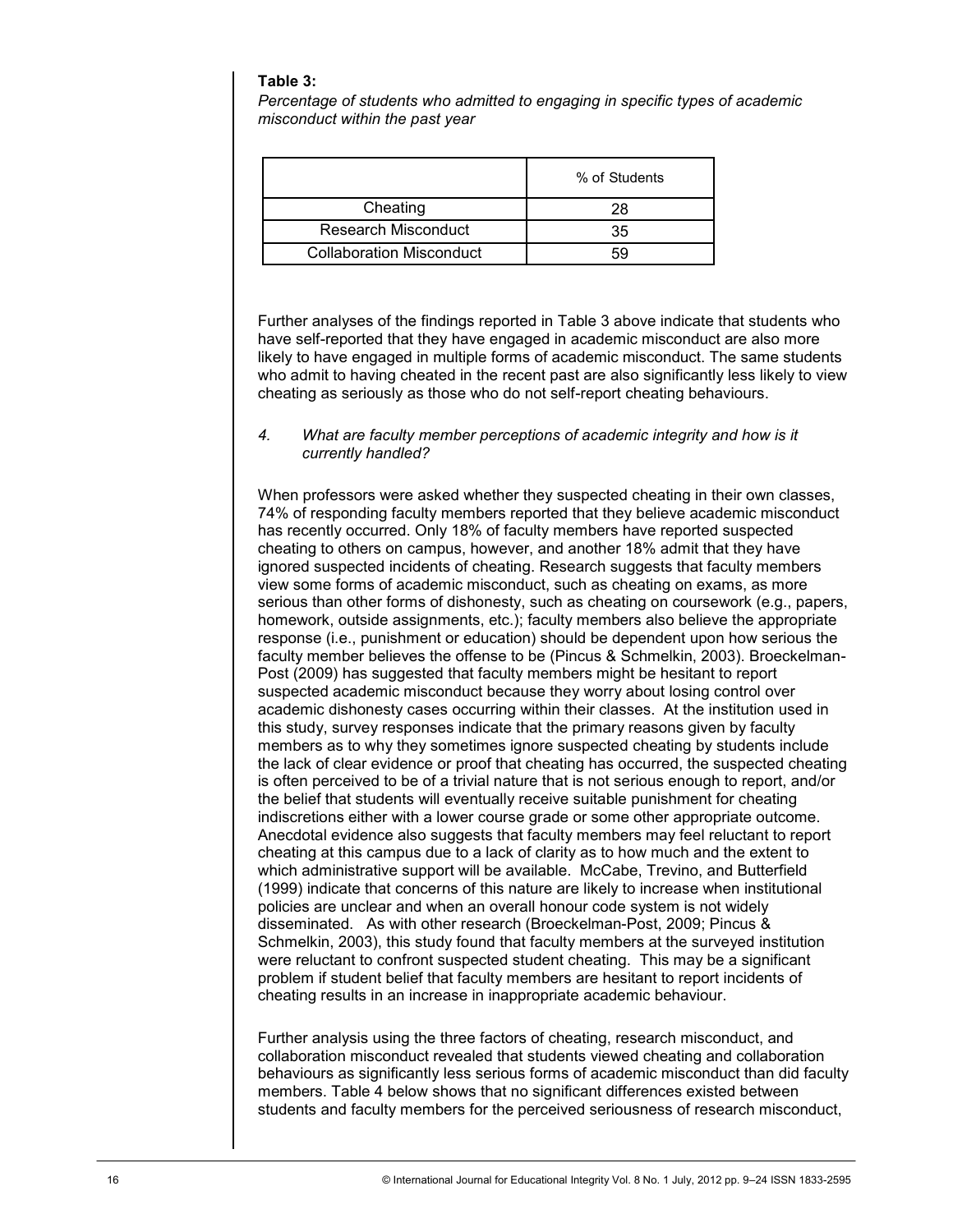**Table 3:**

*Percentage of students who admitted to engaging in specific types of academic misconduct within the past year*

| | % of Students |
|---|---|
| Cheating | 28 |
| Research Misconduct | 35 |
| Collaboration Misconduct | 59 |

Further analyses of the findings reported in Table 3 above indicate that students who have self-reported that they have engaged in academic misconduct are also more likely to have engaged in multiple forms of academic misconduct. The same students who admit to having cheated in the recent past are also significantly less likely to view cheating as seriously as those who do not self-report cheating behaviours.

*4. What are faculty member perceptions of academic integrity and how is it currently handled?*

When professors were asked whether they suspected cheating in their own classes, 74% of responding faculty members reported that they believe academic misconduct has recently occurred. Only 18% of faculty members have reported suspected cheating to others on campus, however, and another 18% admit that they have ignored suspected incidents of cheating. Research suggests that faculty members view some forms of academic misconduct, such as cheating on exams, as more serious than other forms of dishonesty, such as cheating on coursework (e.g., papers, homework, outside assignments, etc.); faculty members also believe the appropriate response (i.e., punishment or education) should be dependent upon how serious the faculty member believes the offense to be (Pincus & Schmelkin, 2003). Broeckelman-Post (2009) has suggested that faculty members might be hesitant to report suspected academic misconduct because they worry about losing control over academic dishonesty cases occurring within their classes. At the institution used in this study, survey responses indicate that the primary reasons given by faculty members as to why they sometimes ignore suspected cheating by students include the lack of clear evidence or proof that cheating has occurred, the suspected cheating is often perceived to be of a trivial nature that is not serious enough to report, and/or the belief that students will eventually receive suitable punishment for cheating indiscretions either with a lower course grade or some other appropriate outcome. Anecdotal evidence also suggests that faculty members may feel reluctant to report cheating at this campus due to a lack of clarity as to how much and the extent to which administrative support will be available. McCabe, Trevino, and Butterfield (1999) indicate that concerns of this nature are likely to increase when institutional policies are unclear and when an overall honour code system is not widely disseminated. As with other research (Broeckelman-Post, 2009; Pincus & Schmelkin, 2003), this study found that faculty members at the surveyed institution were reluctant to confront suspected student cheating. This may be a significant problem if student belief that faculty members are hesitant to report incidents of cheating results in an increase in inappropriate academic behaviour.

Further analysis using the three factors of cheating, research misconduct, and collaboration misconduct revealed that students viewed cheating and collaboration behaviours as significantly less serious forms of academic misconduct than did faculty members. Table 4 below shows that no significant differences existed between students and faculty members for the perceived seriousness of research misconduct,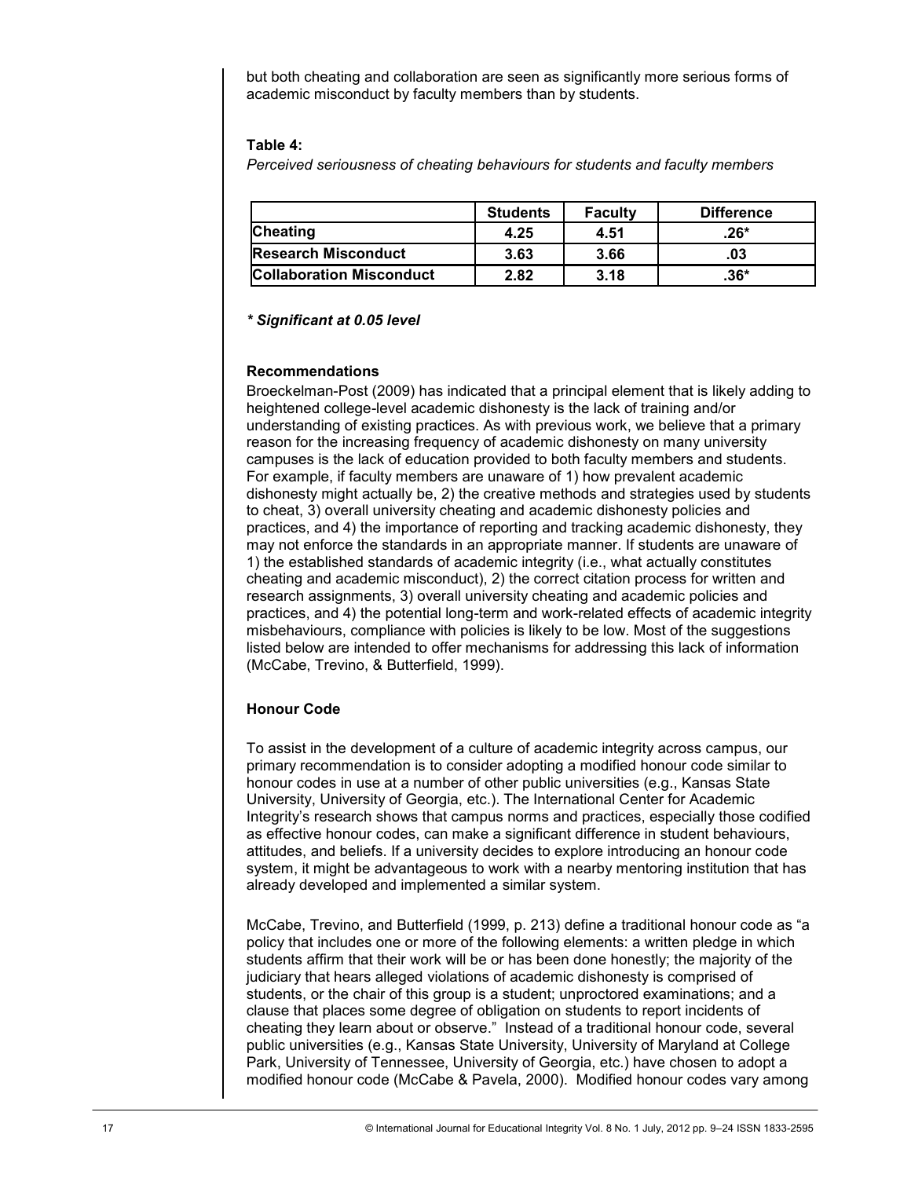but both cheating and collaboration are seen as significantly more serious forms of academic misconduct by faculty members than by students.

**Table 4:**

*Perceived seriousness of cheating behaviours for students and faculty members*

| | Students | Faculty | Difference |
|---|---|---|---|
| **Cheating** | 4.25 | 4.51 | .26* |
| **Research Misconduct** | 3.63 | 3.66 | .03 |
| **Collaboration Misconduct** | 2.82 | 3.18 | .36* |

***\* Significant at 0.05 level***

**Recommendations**

Broeckelman-Post (2009) has indicated that a principal element that is likely adding to heightened college-level academic dishonesty is the lack of training and/or understanding of existing practices. As with previous work, we believe that a primary reason for the increasing frequency of academic dishonesty on many university campuses is the lack of education provided to both faculty members and students. For example, if faculty members are unaware of 1) how prevalent academic dishonesty might actually be, 2) the creative methods and strategies used by students to cheat, 3) overall university cheating and academic dishonesty policies and practices, and 4) the importance of reporting and tracking academic dishonesty, they may not enforce the standards in an appropriate manner. If students are unaware of 1) the established standards of academic integrity (i.e., what actually constitutes cheating and academic misconduct), 2) the correct citation process for written and research assignments, 3) overall university cheating and academic policies and practices, and 4) the potential long-term and work-related effects of academic integrity misbehaviours, compliance with policies is likely to be low. Most of the suggestions listed below are intended to offer mechanisms for addressing this lack of information (McCabe, Trevino, & Butterfield, 1999).

**Honour Code**

To assist in the development of a culture of academic integrity across campus, our primary recommendation is to consider adopting a modified honour code similar to honour codes in use at a number of other public universities (e.g., Kansas State University, University of Georgia, etc.). The International Center for Academic Integrity's research shows that campus norms and practices, especially those codified as effective honour codes, can make a significant difference in student behaviours, attitudes, and beliefs. If a university decides to explore introducing an honour code system, it might be advantageous to work with a nearby mentoring institution that has already developed and implemented a similar system.

McCabe, Trevino, and Butterfield (1999, p. 213) define a traditional honour code as "a policy that includes one or more of the following elements: a written pledge in which students affirm that their work will be or has been done honestly; the majority of the judiciary that hears alleged violations of academic dishonesty is comprised of students, or the chair of this group is a student; unproctored examinations; and a clause that places some degree of obligation on students to report incidents of cheating they learn about or observe." Instead of a traditional honour code, several public universities (e.g., Kansas State University, University of Maryland at College Park, University of Tennessee, University of Georgia, etc.) have chosen to adopt a modified honour code (McCabe & Pavela, 2000). Modified honour codes vary among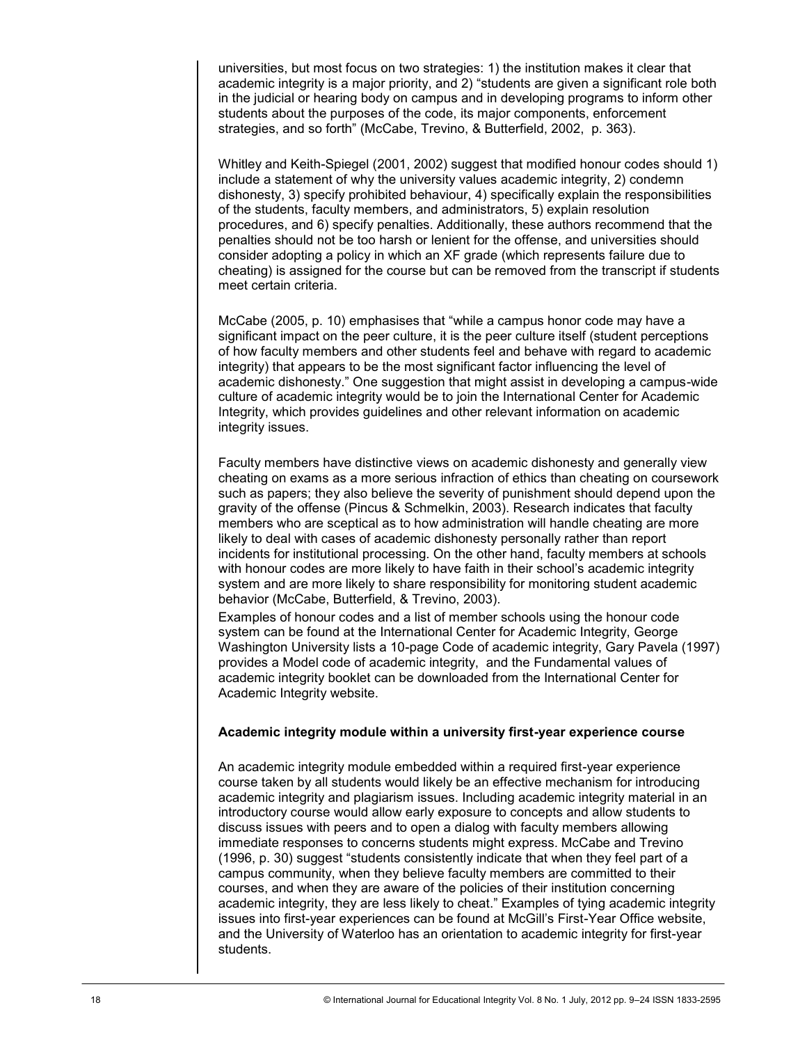universities, but most focus on two strategies: 1) the institution makes it clear that academic integrity is a major priority, and 2) "students are given a significant role both in the judicial or hearing body on campus and in developing programs to inform other students about the purposes of the code, its major components, enforcement strategies, and so forth" (McCabe, Trevino, & Butterfield, 2002, p. 363).

Whitley and Keith-Spiegel (2001, 2002) suggest that modified honour codes should 1) include a statement of why the university values academic integrity, 2) condemn dishonesty, 3) specify prohibited behaviour, 4) specifically explain the responsibilities of the students, faculty members, and administrators, 5) explain resolution procedures, and 6) specify penalties. Additionally, these authors recommend that the penalties should not be too harsh or lenient for the offense, and universities should consider adopting a policy in which an XF grade (which represents failure due to cheating) is assigned for the course but can be removed from the transcript if students meet certain criteria.

McCabe (2005, p. 10) emphasises that "while a campus honor code may have a significant impact on the peer culture, it is the peer culture itself (student perceptions of how faculty members and other students feel and behave with regard to academic integrity) that appears to be the most significant factor influencing the level of academic dishonesty." One suggestion that might assist in developing a campus-wide culture of academic integrity would be to join the International Center for Academic Integrity, which provides guidelines and other relevant information on academic integrity issues.

Faculty members have distinctive views on academic dishonesty and generally view cheating on exams as a more serious infraction of ethics than cheating on coursework such as papers; they also believe the severity of punishment should depend upon the gravity of the offense (Pincus & Schmelkin, 2003). Research indicates that faculty members who are sceptical as to how administration will handle cheating are more likely to deal with cases of academic dishonesty personally rather than report incidents for institutional processing. On the other hand, faculty members at schools with honour codes are more likely to have faith in their school's academic integrity system and are more likely to share responsibility for monitoring student academic behavior (McCabe, Butterfield, & Trevino, 2003).

Examples of honour codes and a list of member schools using the honour code system can be found at the International Center for Academic Integrity, George Washington University lists a 10-page Code of academic integrity, Gary Pavela (1997) provides a Model code of academic integrity, and the Fundamental values of academic integrity booklet can be downloaded from the International Center for Academic Integrity website.

**Academic integrity module within a university first-year experience course**

An academic integrity module embedded within a required first-year experience course taken by all students would likely be an effective mechanism for introducing academic integrity and plagiarism issues. Including academic integrity material in an introductory course would allow early exposure to concepts and allow students to discuss issues with peers and to open a dialog with faculty members allowing immediate responses to concerns students might express. McCabe and Trevino (1996, p. 30) suggest "students consistently indicate that when they feel part of a campus community, when they believe faculty members are committed to their courses, and when they are aware of the policies of their institution concerning academic integrity, they are less likely to cheat." Examples of tying academic integrity issues into first-year experiences can be found at McGill's First-Year Office website, and the University of Waterloo has an orientation to academic integrity for first-year students.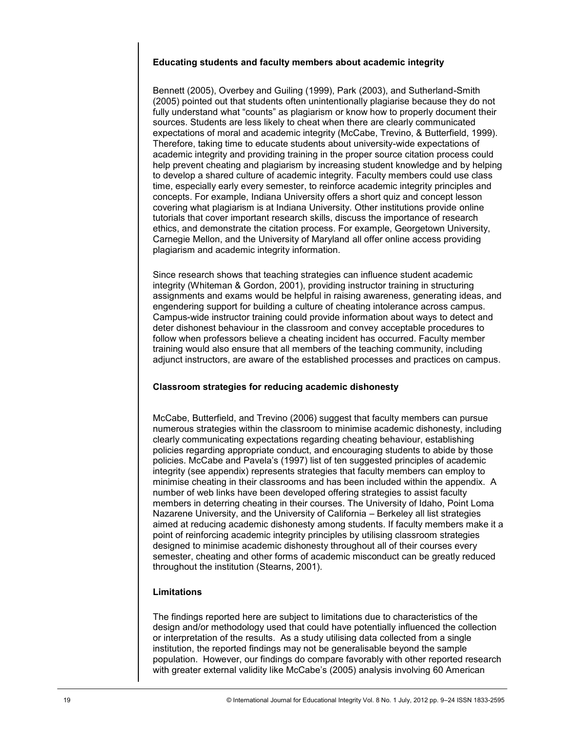### Educating students and faculty members about academic integrity

Bennett (2005), Overbey and Guiling (1999), Park (2003), and Sutherland-Smith (2005) pointed out that students often unintentionally plagiarise because they do not fully understand what "counts" as plagiarism or know how to properly document their sources. Students are less likely to cheat when there are clearly communicated expectations of moral and academic integrity (McCabe, Trevino, & Butterfield, 1999). Therefore, taking time to educate students about university-wide expectations of academic integrity and providing training in the proper source citation process could help prevent cheating and plagiarism by increasing student knowledge and by helping to develop a shared culture of academic integrity. Faculty members could use class time, especially early every semester, to reinforce academic integrity principles and concepts. For example, Indiana University offers a short quiz and concept lesson covering what plagiarism is at Indiana University. Other institutions provide online tutorials that cover important research skills, discuss the importance of research ethics, and demonstrate the citation process. For example, Georgetown University, Carnegie Mellon, and the University of Maryland all offer online access providing plagiarism and academic integrity information.

Since research shows that teaching strategies can influence student academic integrity (Whiteman & Gordon, 2001), providing instructor training in structuring assignments and exams would be helpful in raising awareness, generating ideas, and engendering support for building a culture of cheating intolerance across campus. Campus-wide instructor training could provide information about ways to detect and deter dishonest behaviour in the classroom and convey acceptable procedures to follow when professors believe a cheating incident has occurred. Faculty member training would also ensure that all members of the teaching community, including adjunct instructors, are aware of the established processes and practices on campus.

### Classroom strategies for reducing academic dishonesty

McCabe, Butterfield, and Trevino (2006) suggest that faculty members can pursue numerous strategies within the classroom to minimise academic dishonesty, including clearly communicating expectations regarding cheating behaviour, establishing policies regarding appropriate conduct, and encouraging students to abide by those policies. McCabe and Pavela's (1997) list of ten suggested principles of academic integrity (see appendix) represents strategies that faculty members can employ to minimise cheating in their classrooms and has been included within the appendix. A number of web links have been developed offering strategies to assist faculty members in deterring cheating in their courses. The University of Idaho, Point Loma Nazarene University, and the University of California – Berkeley all list strategies aimed at reducing academic dishonesty among students. If faculty members make it a point of reinforcing academic integrity principles by utilising classroom strategies designed to minimise academic dishonesty throughout all of their courses every semester, cheating and other forms of academic misconduct can be greatly reduced throughout the institution (Stearns, 2001).

### Limitations

The findings reported here are subject to limitations due to characteristics of the design and/or methodology used that could have potentially influenced the collection or interpretation of the results. As a study utilising data collected from a single institution, the reported findings may not be generalisable beyond the sample population. However, our findings do compare favorably with other reported research with greater external validity like McCabe's (2005) analysis involving 60 American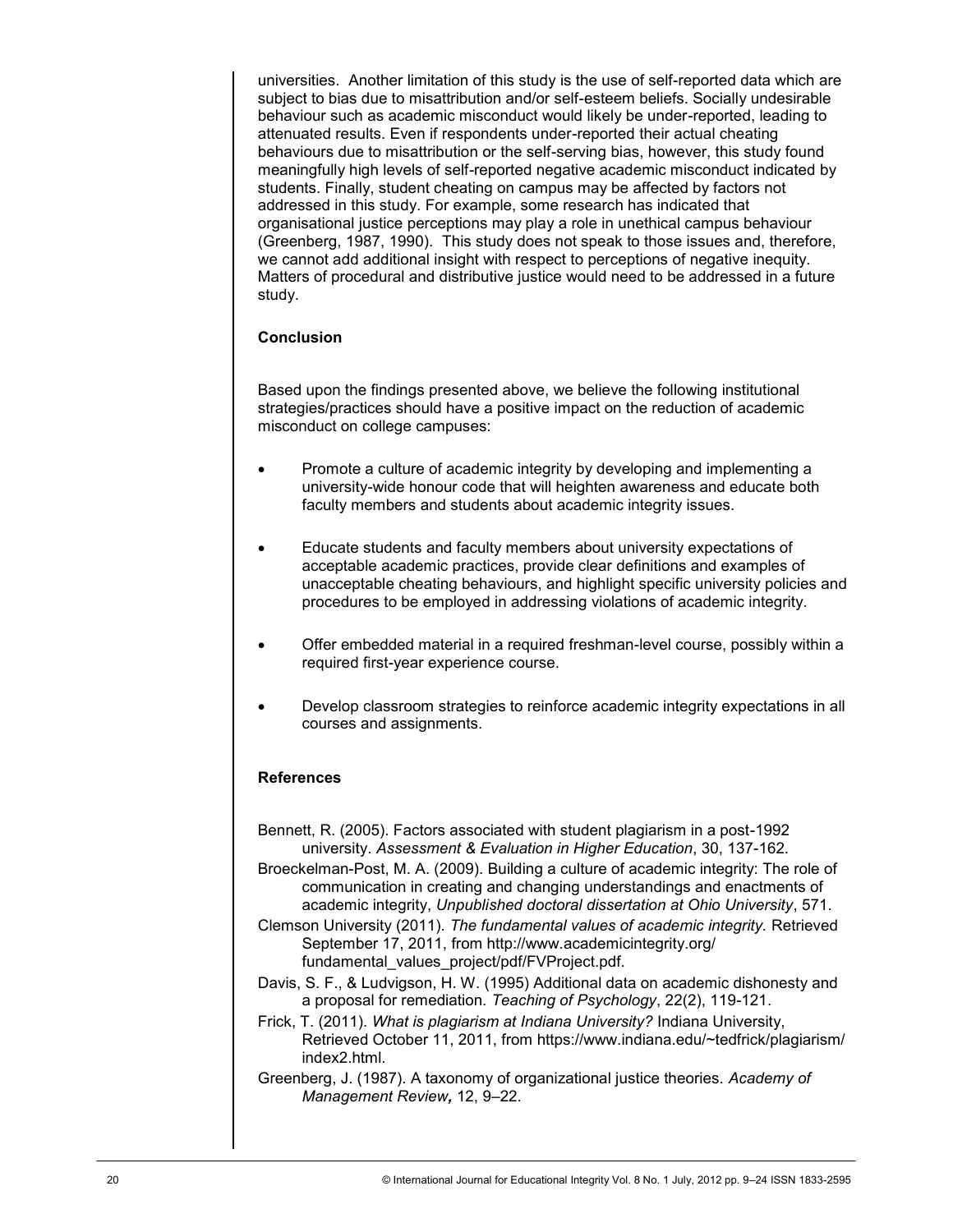universities. Another limitation of this study is the use of self-reported data which are subject to bias due to misattribution and/or self-esteem beliefs. Socially undesirable behaviour such as academic misconduct would likely be under-reported, leading to attenuated results. Even if respondents under-reported their actual cheating behaviours due to misattribution or the self-serving bias, however, this study found meaningfully high levels of self-reported negative academic misconduct indicated by students. Finally, student cheating on campus may be affected by factors not addressed in this study. For example, some research has indicated that organisational justice perceptions may play a role in unethical campus behaviour (Greenberg, 1987, 1990). This study does not speak to those issues and, therefore, we cannot add additional insight with respect to perceptions of negative inequity. Matters of procedural and distributive justice would need to be addressed in a future study.

## Conclusion

Based upon the findings presented above, we believe the following institutional strategies/practices should have a positive impact on the reduction of academic misconduct on college campuses:

- Promote a culture of academic integrity by developing and implementing a university-wide honour code that will heighten awareness and educate both faculty members and students about academic integrity issues.
- Educate students and faculty members about university expectations of acceptable academic practices, provide clear definitions and examples of unacceptable cheating behaviours, and highlight specific university policies and procedures to be employed in addressing violations of academic integrity.
- Offer embedded material in a required freshman-level course, possibly within a required first-year experience course.
- Develop classroom strategies to reinforce academic integrity expectations in all courses and assignments.

## References

Bennett, R. (2005). Factors associated with student plagiarism in a post-1992 university. *Assessment & Evaluation in Higher Education*, 30, 137-162.

Broeckelman-Post, M. A. (2009). Building a culture of academic integrity: The role of communication in creating and changing understandings and enactments of academic integrity, *Unpublished doctoral dissertation at Ohio University*, 571.

Clemson University (2011). *The fundamental values of academic integrity.* Retrieved September 17, 2011, from http://www.academicintegrity.org/fundamental_values_project/pdf/FVProject.pdf.

Davis, S. F., & Ludvigson, H. W. (1995) Additional data on academic dishonesty and a proposal for remediation. *Teaching of Psychology*, 22(2), 119-121.

Frick, T. (2011). *What is plagiarism at Indiana University?* Indiana University, Retrieved October 11, 2011, from https://www.indiana.edu/~tedfrick/plagiarism/index2.html.

Greenberg, J. (1987). A taxonomy of organizational justice theories. *Academy of Management Review,* 12, 9–22.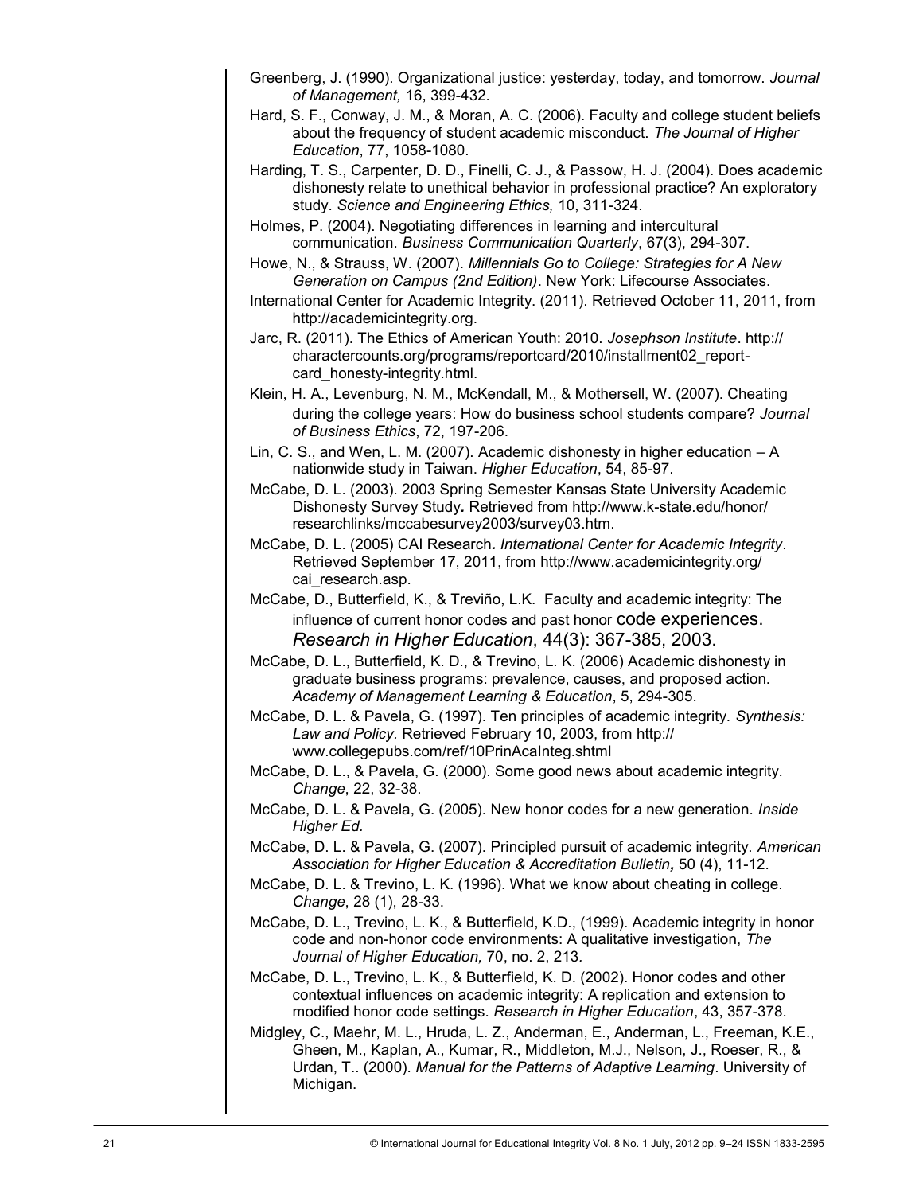Greenberg, J. (1990). Organizational justice: yesterday, today, and tomorrow. *Journal of Management,* 16, 399-432.

Hard, S. F., Conway, J. M., & Moran, A. C. (2006). Faculty and college student beliefs about the frequency of student academic misconduct. *The Journal of Higher Education*, 77, 1058-1080.

Harding, T. S., Carpenter, D. D., Finelli, C. J., & Passow, H. J. (2004). Does academic dishonesty relate to unethical behavior in professional practice? An exploratory study. *Science and Engineering Ethics,* 10, 311-324.

Holmes, P. (2004). Negotiating differences in learning and intercultural communication. *Business Communication Quarterly*, 67(3), 294-307.

Howe, N., & Strauss, W. (2007). *Millennials Go to College: Strategies for A New Generation on Campus (2nd Edition)*. New York: Lifecourse Associates.

International Center for Academic Integrity. (2011). Retrieved October 11, 2011, from http://academicintegrity.org.

Jarc, R. (2011). The Ethics of American Youth: 2010. *Josephson Institute*. http://charactercounts.org/programs/reportcard/2010/installment02_report-card_honesty-integrity.html.

Klein, H. A., Levenburg, N. M., McKendall, M., & Mothersell, W. (2007). Cheating during the college years: How do business school students compare? *Journal of Business Ethics*, 72, 197-206.

Lin, C. S., and Wen, L. M. (2007). Academic dishonesty in higher education – A nationwide study in Taiwan. *Higher Education*, 54, 85-97.

McCabe, D. L. (2003). 2003 Spring Semester Kansas State University Academic Dishonesty Survey Study*.* Retrieved from http://www.k-state.edu/honor/researchlinks/mccabesurvey2003/survey03.htm.

McCabe, D. L. (2005) CAI Research*. International Center for Academic Integrity*. Retrieved September 17, 2011, from http://www.academicintegrity.org/cai_research.asp.

McCabe, D., Butterfield, K., & Treviño, L.K. Faculty and academic integrity: The influence of current honor codes and past honor code experiences. *Research in Higher Education*, 44(3): 367-385, 2003.

McCabe, D. L., Butterfield, K. D., & Trevino, L. K. (2006) Academic dishonesty in graduate business programs: prevalence, causes, and proposed action. *Academy of Management Learning & Education*, 5, 294-305.

McCabe, D. L. & Pavela, G. (1997). Ten principles of academic integrity. *Synthesis: Law and Policy*. Retrieved February 10, 2003, from http://www.collegepubs.com/ref/10PrinAcaInteg.shtml

McCabe, D. L., & Pavela, G. (2000). Some good news about academic integrity. *Change*, 22, 32-38.

McCabe, D. L. & Pavela, G. (2005). New honor codes for a new generation. *Inside Higher Ed.*

McCabe, D. L. & Pavela, G. (2007). Principled pursuit of academic integrity. *American Association for Higher Education & Accreditation Bulletin***,** 50 (4), 11-12.

McCabe, D. L. & Trevino, L. K. (1996). What we know about cheating in college. *Change*, 28 (1), 28-33.

McCabe, D. L., Trevino, L. K., & Butterfield, K.D., (1999). Academic integrity in honor code and non-honor code environments: A qualitative investigation, *The Journal of Higher Education,* 70, no. 2, 213.

McCabe, D. L., Trevino, L. K., & Butterfield, K. D. (2002). Honor codes and other contextual influences on academic integrity: A replication and extension to modified honor code settings. *Research in Higher Education*, 43, 357-378.

Midgley, C., Maehr, M. L., Hruda, L. Z., Anderman, E., Anderman, L., Freeman, K.E., Gheen, M., Kaplan, A., Kumar, R., Middleton, M.J., Nelson, J., Roeser, R., & Urdan, T.. (2000). *Manual for the Patterns of Adaptive Learning*. University of Michigan.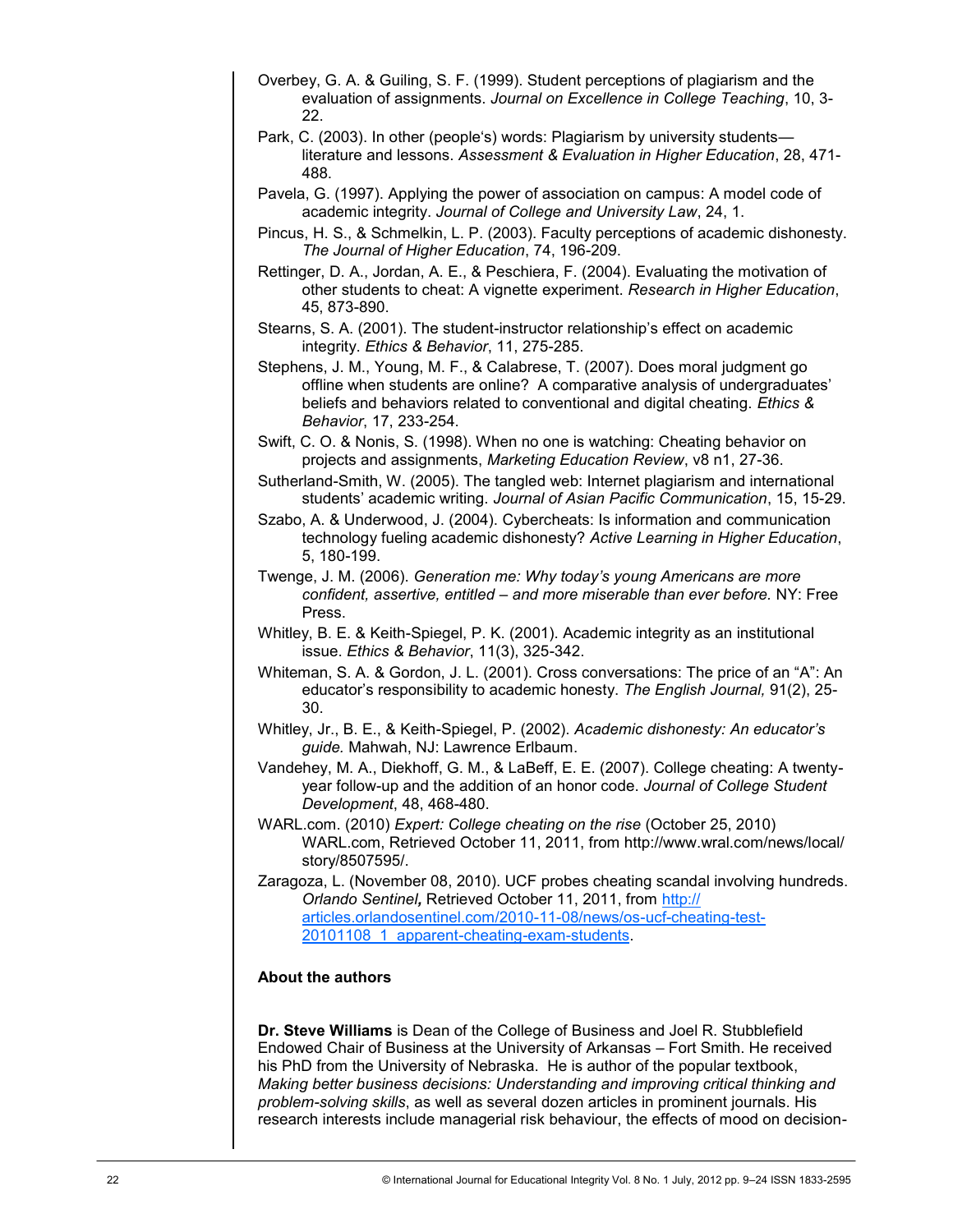Overbey, G. A. & Guiling, S. F. (1999). Student perceptions of plagiarism and the evaluation of assignments. *Journal on Excellence in College Teaching*, 10, 3-22.

Park, C. (2003). In other (people's) words: Plagiarism by university students—literature and lessons. *Assessment & Evaluation in Higher Education*, 28, 471-488.

Pavela, G. (1997). Applying the power of association on campus: A model code of academic integrity. *Journal of College and University Law*, 24, 1.

Pincus, H. S., & Schmelkin, L. P. (2003). Faculty perceptions of academic dishonesty. *The Journal of Higher Education*, 74, 196-209.

Rettinger, D. A., Jordan, A. E., & Peschiera, F. (2004). Evaluating the motivation of other students to cheat: A vignette experiment. *Research in Higher Education*, 45, 873-890.

Stearns, S. A. (2001). The student-instructor relationship's effect on academic integrity. *Ethics & Behavior*, 11, 275-285.

Stephens, J. M., Young, M. F., & Calabrese, T. (2007). Does moral judgment go offline when students are online? A comparative analysis of undergraduates' beliefs and behaviors related to conventional and digital cheating. *Ethics & Behavior*, 17, 233-254.

Swift, C. O. & Nonis, S. (1998). When no one is watching: Cheating behavior on projects and assignments, *Marketing Education Review*, v8 n1, 27-36.

Sutherland-Smith, W. (2005). The tangled web: Internet plagiarism and international students' academic writing. *Journal of Asian Pacific Communication*, 15, 15-29.

Szabo, A. & Underwood, J. (2004). Cybercheats: Is information and communication technology fueling academic dishonesty? *Active Learning in Higher Education*, 5, 180-199.

Twenge, J. M. (2006). *Generation me: Why today's young Americans are more confident, assertive, entitled – and more miserable than ever before.* NY: Free Press.

Whitley, B. E. & Keith-Spiegel, P. K. (2001). Academic integrity as an institutional issue. *Ethics & Behavior*, 11(3), 325-342.

Whiteman, S. A. & Gordon, J. L. (2001). Cross conversations: The price of an "A": An educator's responsibility to academic honesty. *The English Journal,* 91(2), 25-30.

Whitley, Jr., B. E., & Keith-Spiegel, P. (2002). *Academic dishonesty: An educator's guide.* Mahwah, NJ: Lawrence Erlbaum.

Vandehey, M. A., Diekhoff, G. M., & LaBeff, E. E. (2007). College cheating: A twenty-year follow-up and the addition of an honor code. *Journal of College Student Development*, 48, 468-480.

WARL.com. (2010) *Expert: College cheating on the rise* (October 25, 2010) WARL.com, Retrieved October 11, 2011, from http://www.wral.com/news/local/story/8507595/.

Zaragoza, L. (November 08, 2010). UCF probes cheating scandal involving hundreds. *Orlando Sentinel,* Retrieved October 11, 2011, from http://articles.orlandosentinel.com/2010-11-08/news/os-ucf-cheating-test-20101108_1_apparent-cheating-exam-students.

**About the authors**

**Dr. Steve Williams** is Dean of the College of Business and Joel R. Stubblefield Endowed Chair of Business at the University of Arkansas – Fort Smith. He received his PhD from the University of Nebraska. He is author of the popular textbook, *Making better business decisions: Understanding and improving critical thinking and problem-solving skills*, as well as several dozen articles in prominent journals. His research interests include managerial risk behaviour, the effects of mood on decision-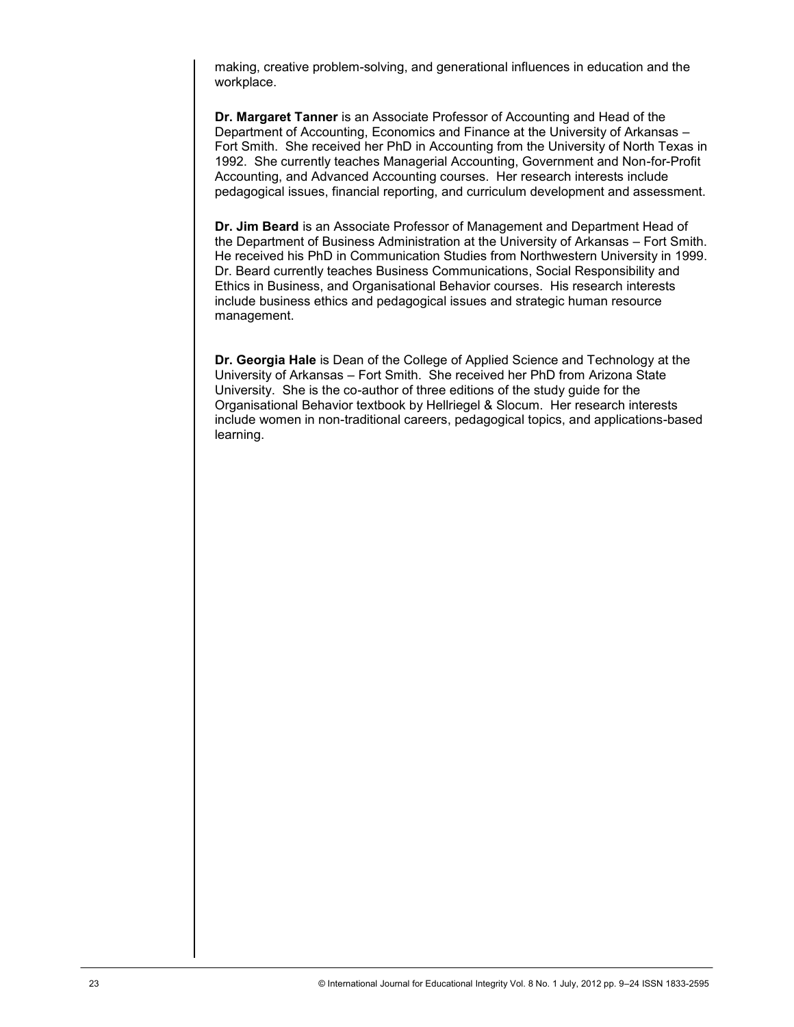making, creative problem-solving, and generational influences in education and the workplace.

**Dr. Margaret Tanner** is an Associate Professor of Accounting and Head of the Department of Accounting, Economics and Finance at the University of Arkansas – Fort Smith. She received her PhD in Accounting from the University of North Texas in 1992. She currently teaches Managerial Accounting, Government and Non-for-Profit Accounting, and Advanced Accounting courses. Her research interests include pedagogical issues, financial reporting, and curriculum development and assessment.

**Dr. Jim Beard** is an Associate Professor of Management and Department Head of the Department of Business Administration at the University of Arkansas – Fort Smith. He received his PhD in Communication Studies from Northwestern University in 1999. Dr. Beard currently teaches Business Communications, Social Responsibility and Ethics in Business, and Organisational Behavior courses. His research interests include business ethics and pedagogical issues and strategic human resource management.

**Dr. Georgia Hale** is Dean of the College of Applied Science and Technology at the University of Arkansas – Fort Smith. She received her PhD from Arizona State University. She is the co-author of three editions of the study guide for the Organisational Behavior textbook by Hellriegel & Slocum. Her research interests include women in non-traditional careers, pedagogical topics, and applications-based learning.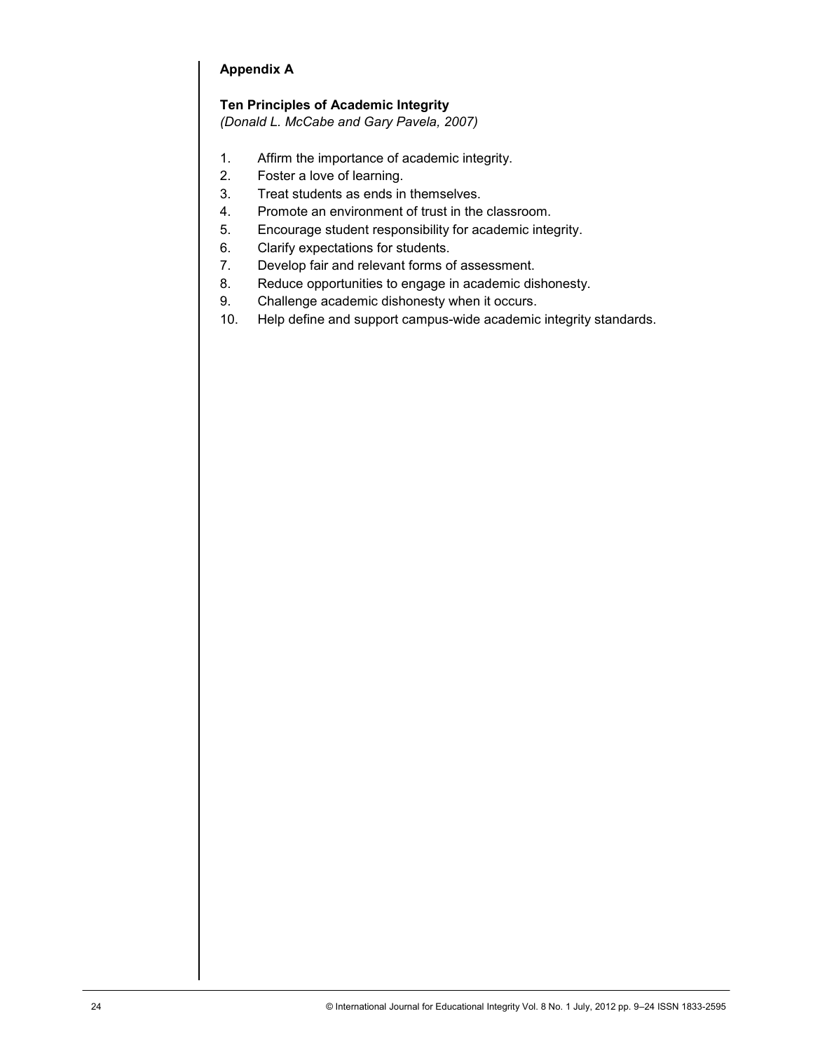## Appendix A

### Ten Principles of Academic Integrity

*(Donald L. McCabe and Gary Pavela, 2007)*

1. Affirm the importance of academic integrity.
2. Foster a love of learning.
3. Treat students as ends in themselves.
4. Promote an environment of trust in the classroom.
5. Encourage student responsibility for academic integrity.
6. Clarify expectations for students.
7. Develop fair and relevant forms of assessment.
8. Reduce opportunities to engage in academic dishonesty.
9. Challenge academic dishonesty when it occurs.
10. Help define and support campus-wide academic integrity standards.